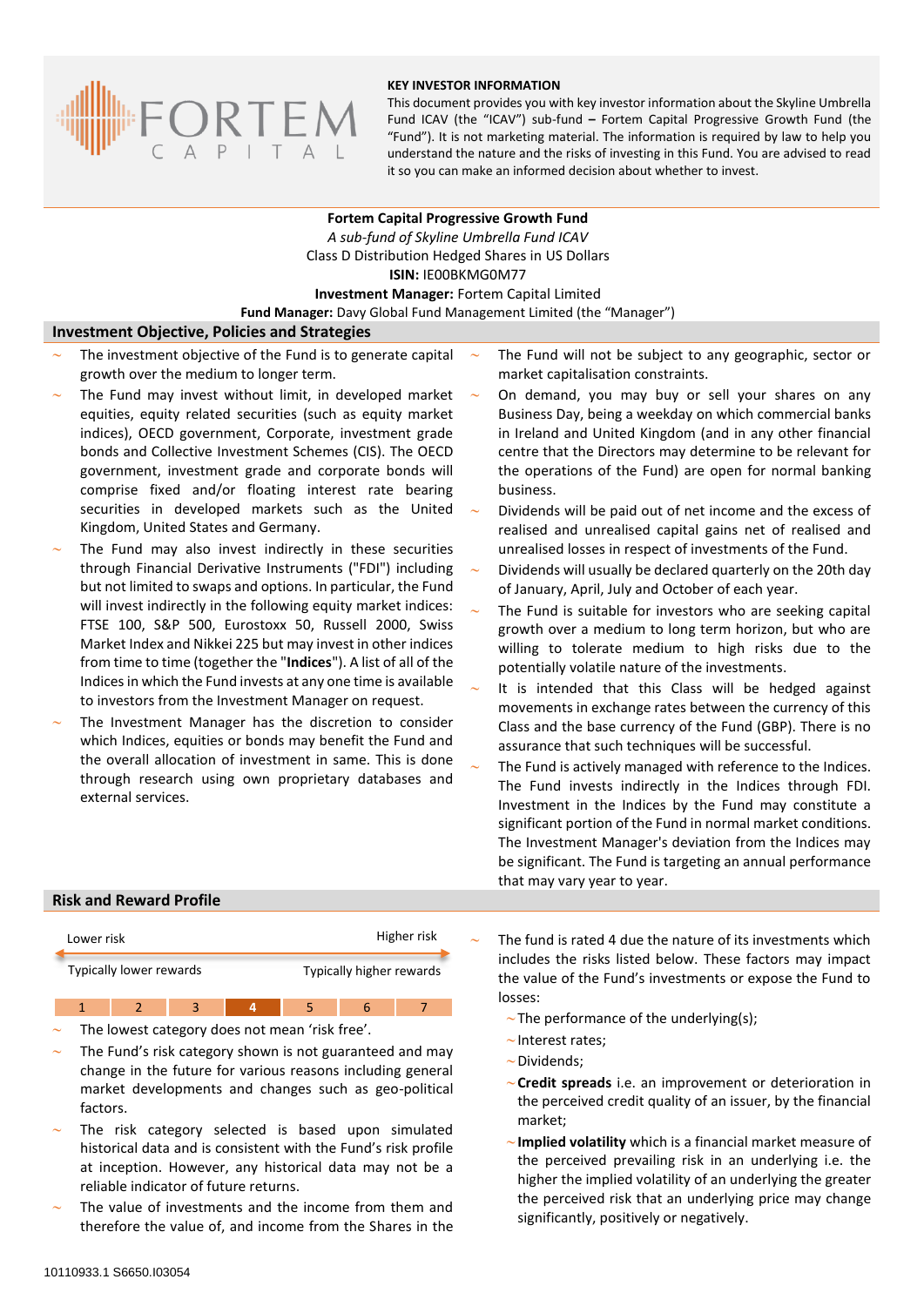## KEY INVESTOR INFORMATION

This document provides you with key investor information about the Skyline Umbrella Fund ICAV (the "ICAV") sub-fund – Fortem Capital Progressive Growth Fund (the "Fund"). It is not marketing material. The information is required by law to help you understand the nature and the risks of investing in this Fund. You are advised to read it so you can make an informed decision about whether to invest.

**Fortem Capital Progressive Growth Fund**

*A sub-fund of Skyline Umbrella Fund ICAV*

Class D Distribution Hedged Shares in US Dollars

**ISIN:** IE00BKMG0M77

**Investment Manager:** Fortem Capital Limited

**Fund Manager:** Davy Global Fund Management Limited (the "Manager")

## Investment Objective, Policies and Strategies

- The investment objective of the Fund is to generate capital growth over the medium to longer term.
- The Fund may invest without limit, in developed market equities, equity related securities (such as equity market indices), OECD government, Corporate, investment grade bonds and Collective Investment Schemes (CIS). The OECD government, investment grade and corporate bonds will comprise fixed and/or floating interest rate bearing securities in developed markets such as the United Kingdom, United States and Germany.
- The Fund may also invest indirectly in these securities through Financial Derivative Instruments ("FDI") including but not limited to swaps and options. In particular, the Fund will invest indirectly in the following equity market indices: FTSE 100, S&P 500, Eurostoxx 50, Russell 2000, Swiss Market Index and Nikkei 225 but may invest in other indices from time to time (together the "**Indices**"). A list of all of the Indices in which the Fund invests at any one time is available to investors from the Investment Manager on request.
- The Investment Manager has the discretion to consider which Indices, equities or bonds may benefit the Fund and the overall allocation of investment in same. This is done through research using own proprietary databases and external services.
- The Fund will not be subject to any geographic, sector or market capitalisation constraints.
- On demand, you may buy or sell your shares on any Business Day, being a weekday on which commercial banks in Ireland and United Kingdom (and in any other financial centre that the Directors may determine to be relevant for the operations of the Fund) are open for normal banking business.
- Dividends will be paid out of net income and the excess of realised and unrealised capital gains net of realised and unrealised losses in respect of investments of the Fund.
- Dividends will usually be declared quarterly on the 20th day of January, April, July and October of each year.
- The Fund is suitable for investors who are seeking capital growth over a medium to long term horizon, but who are willing to tolerate medium to high risks due to the potentially volatile nature of the investments.
- It is intended that this Class will be hedged against movements in exchange rates between the currency of this Class and the base currency of the Fund (GBP). There is no assurance that such techniques will be successful.
- The Fund is actively managed with reference to the Indices. The Fund invests indirectly in the Indices through FDI. Investment in the Indices by the Fund may constitute a significant portion of the Fund in normal market conditions. The Investment Manager's deviation from the Indices may be significant. The Fund is targeting an annual performance that may vary year to year.

## Risk and Reward Profile

| Lower risk | | | | | | Higher risk |
|---|---|---|---|---|---|---|
| Typically lower rewards | | | | | | Typically higher rewards |
| 1 | 2 | 3 | **4** | 5 | 6 | 7 |

- The lowest category does not mean 'risk free'.
- The Fund's risk category shown is not guaranteed and may change in the future for various reasons including general market developments and changes such as geo-political factors.
- The risk category selected is based upon simulated historical data and is consistent with the Fund's risk profile at inception. However, any historical data may not be a reliable indicator of future returns.
- The value of investments and the income from them and therefore the value of, and income from the Shares in the
- The fund is rated 4 due the nature of its investments which includes the risks listed below. These factors may impact the value of the Fund's investments or expose the Fund to losses:
  - The performance of the underlying(s);
  - Interest rates;
  - Dividends;
  - **Credit spreads** i.e. an improvement or deterioration in the perceived credit quality of an issuer, by the financial market;
  - **Implied volatility** which is a financial market measure of the perceived prevailing risk in an underlying i.e. the higher the implied volatility of an underlying the greater the perceived risk that an underlying price may change significantly, positively or negatively.

10110933.1 S6650.I03054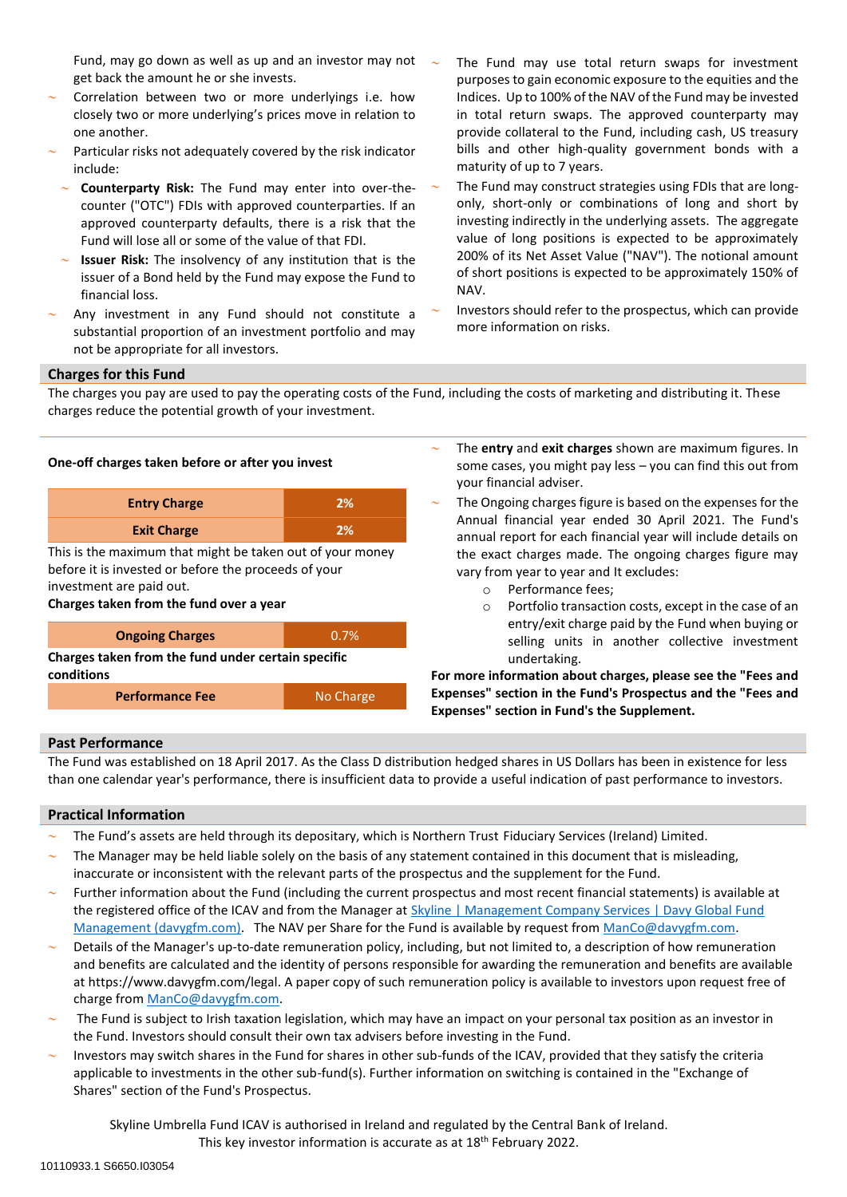Fund, may go down as well as up and an investor may not get back the amount he or she invests.

- Correlation between two or more underlyings i.e. how closely two or more underlying's prices move in relation to one another.
- Particular risks not adequately covered by the risk indicator include:
  - **Counterparty Risk:** The Fund may enter into over-the-counter ("OTC") FDIs with approved counterparties. If an approved counterparty defaults, there is a risk that the Fund will lose all or some of the value of that FDI.
  - **Issuer Risk:** The insolvency of any institution that is the issuer of a Bond held by the Fund may expose the Fund to financial loss.
- Any investment in any Fund should not constitute a substantial proportion of an investment portfolio and may not be appropriate for all investors.
- The Fund may use total return swaps for investment purposes to gain economic exposure to the equities and the Indices. Up to 100% of the NAV of the Fund may be invested in total return swaps. The approved counterparty may provide collateral to the Fund, including cash, US treasury bills and other high-quality government bonds with a maturity of up to 7 years.
- The Fund may construct strategies using FDIs that are long-only, short-only or combinations of long and short by investing indirectly in the underlying assets. The aggregate value of long positions is expected to be approximately 200% of its Net Asset Value ("NAV"). The notional amount of short positions is expected to be approximately 150% of NAV.
- Investors should refer to the prospectus, which can provide more information on risks.

## Charges for this Fund

The charges you pay are used to pay the operating costs of the Fund, including the costs of marketing and distributing it. These charges reduce the potential growth of your investment.

**One-off charges taken before or after you invest**

| | |
|---|---|
| **Entry Charge** | **2%** |
| **Exit Charge** | **2%** |

This is the maximum that might be taken out of your money before it is invested or before the proceeds of your investment are paid out.

**Charges taken from the fund over a year**

| | |
|---|---|
| **Ongoing Charges** | 0.7% |

**Charges taken from the fund under certain specific conditions**

| | |
|---|---|
| **Performance Fee** | No Charge |

- The **entry** and **exit charges** shown are maximum figures. In some cases, you might pay less – you can find this out from your financial adviser.
- The Ongoing charges figure is based on the expenses for the Annual financial year ended 30 April 2021. The Fund's annual report for each financial year will include details on the exact charges made. The ongoing charges figure may vary from year to year and It excludes:
  - Performance fees;
  - Portfolio transaction costs, except in the case of an entry/exit charge paid by the Fund when buying or selling units in another collective investment undertaking.

**For more information about charges, please see the "Fees and Expenses" section in the Fund's Prospectus and the "Fees and Expenses" section in Fund's the Supplement.**

## Past Performance

The Fund was established on 18 April 2017. As the Class D distribution hedged shares in US Dollars has been in existence for less than one calendar year's performance, there is insufficient data to provide a useful indication of past performance to investors.

## Practical Information

- The Fund's assets are held through its depositary, which is Northern Trust Fiduciary Services (Ireland) Limited.
- The Manager may be held liable solely on the basis of any statement contained in this document that is misleading, inaccurate or inconsistent with the relevant parts of the prospectus and the supplement for the Fund.
- Further information about the Fund (including the current prospectus and most recent financial statements) is available at the registered office of the ICAV and from the Manager at Skyline | Management Company Services | Davy Global Fund Management (davygfm.com). The NAV per Share for the Fund is available by request from ManCo@davygfm.com.
- Details of the Manager's up-to-date remuneration policy, including, but not limited to, a description of how remuneration and benefits are calculated and the identity of persons responsible for awarding the remuneration and benefits are available at https://www.davygfm.com/legal. A paper copy of such remuneration policy is available to investors upon request free of charge from ManCo@davygfm.com.
- The Fund is subject to Irish taxation legislation, which may have an impact on your personal tax position as an investor in the Fund. Investors should consult their own tax advisers before investing in the Fund.
- Investors may switch shares in the Fund for shares in other sub-funds of the ICAV, provided that they satisfy the criteria applicable to investments in the other sub-fund(s). Further information on switching is contained in the "Exchange of Shares" section of the Fund's Prospectus.

Skyline Umbrella Fund ICAV is authorised in Ireland and regulated by the Central Bank of Ireland.
This key investor information is accurate as at 18th February 2022.

10110933.1 S6650.I03054